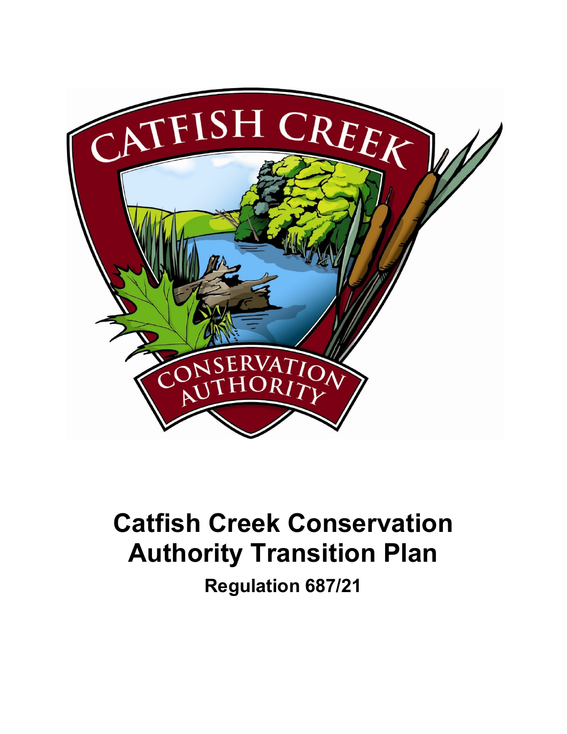# Catfish Creek Conservation Authority Transition Plan

**Regulation 687/21**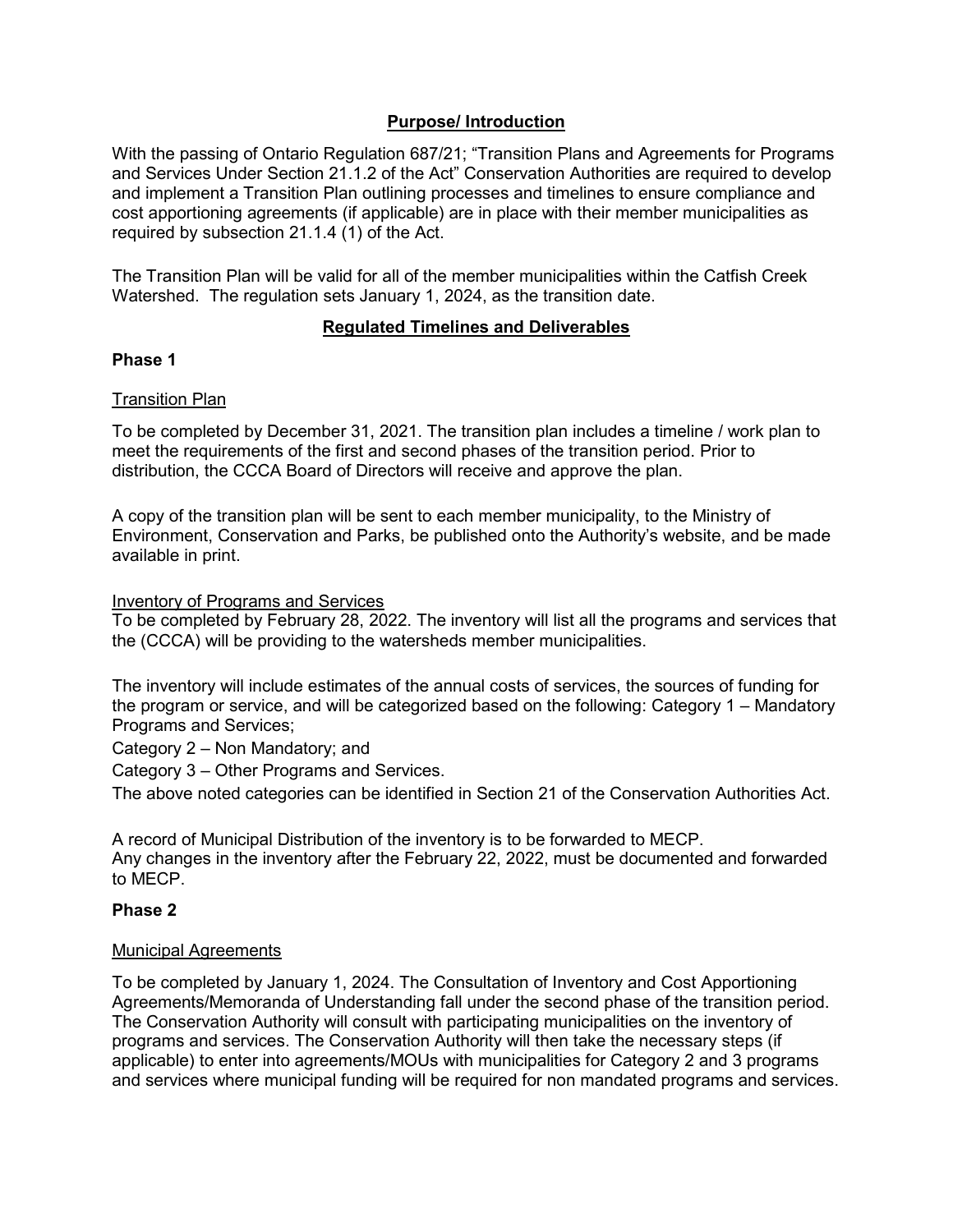## Purpose/ Introduction

With the passing of Ontario Regulation 687/21; "Transition Plans and Agreements for Programs and Services Under Section 21.1.2 of the Act" Conservation Authorities are required to develop and implement a Transition Plan outlining processes and timelines to ensure compliance and cost apportioning agreements (if applicable) are in place with their member municipalities as required by subsection 21.1.4 (1) of the Act.

The Transition Plan will be valid for all of the member municipalities within the Catfish Creek Watershed. The regulation sets January 1, 2024, as the transition date.

## Regulated Timelines and Deliverables

### Phase 1

Transition Plan

To be completed by December 31, 2021. The transition plan includes a timeline / work plan to meet the requirements of the first and second phases of the transition period. Prior to distribution, the CCCA Board of Directors will receive and approve the plan.

A copy of the transition plan will be sent to each member municipality, to the Ministry of Environment, Conservation and Parks, be published onto the Authority's website, and be made available in print.

Inventory of Programs and Services

To be completed by February 28, 2022. The inventory will list all the programs and services that the (CCCA) will be providing to the watersheds member municipalities.

The inventory will include estimates of the annual costs of services, the sources of funding for the program or service, and will be categorized based on the following: Category 1 – Mandatory Programs and Services;

Category 2 – Non Mandatory; and

Category 3 – Other Programs and Services.

The above noted categories can be identified in Section 21 of the Conservation Authorities Act.

A record of Municipal Distribution of the inventory is to be forwarded to MECP.
Any changes in the inventory after the February 22, 2022, must be documented and forwarded to MECP.

### Phase 2

Municipal Agreements

To be completed by January 1, 2024. The Consultation of Inventory and Cost Apportioning Agreements/Memoranda of Understanding fall under the second phase of the transition period. The Conservation Authority will consult with participating municipalities on the inventory of programs and services. The Conservation Authority will then take the necessary steps (if applicable) to enter into agreements/MOUs with municipalities for Category 2 and 3 programs and services where municipal funding will be required for non mandated programs and services.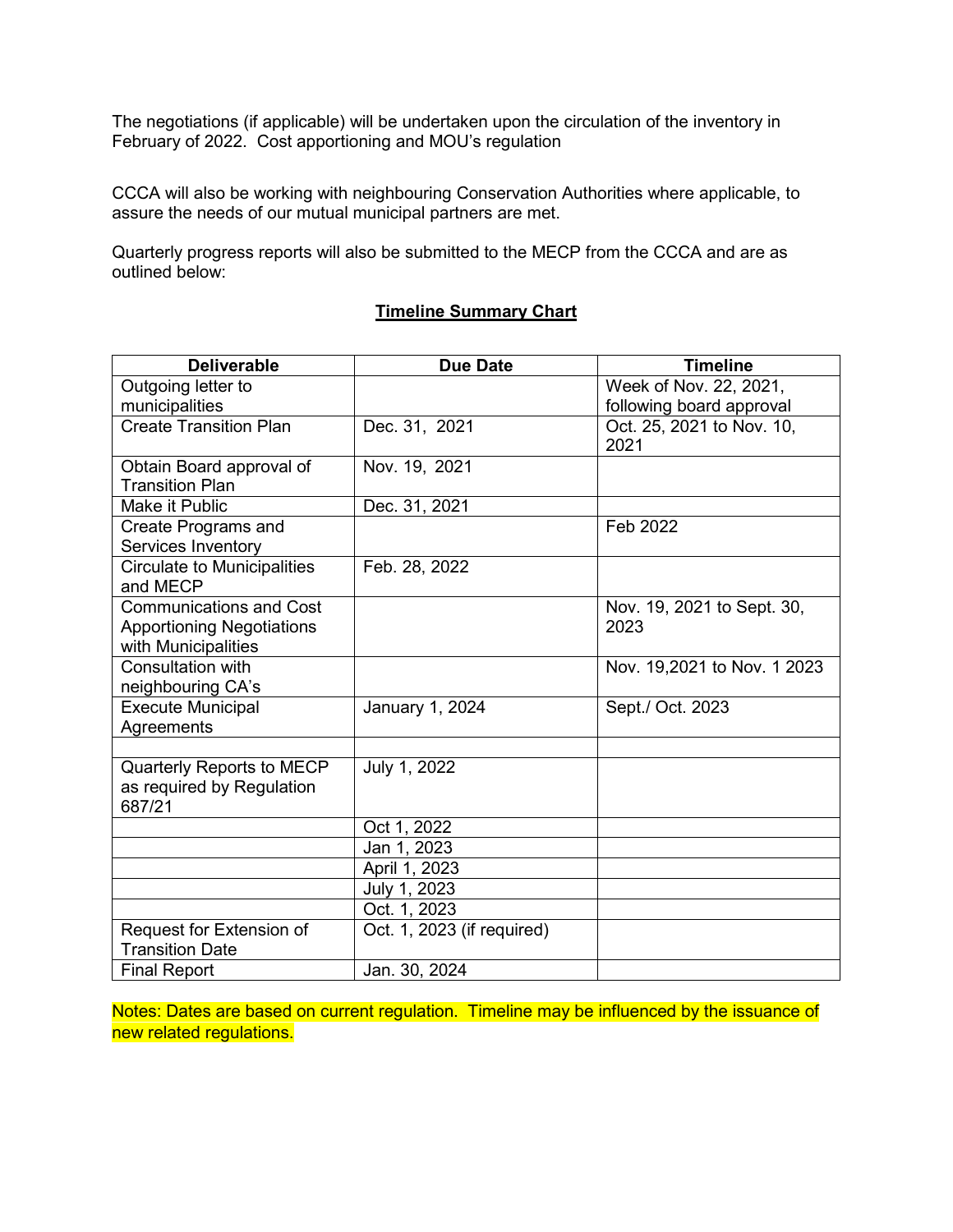The negotiations (if applicable) will be undertaken upon the circulation of the inventory in February of 2022. Cost apportioning and MOU's regulation

CCCA will also be working with neighbouring Conservation Authorities where applicable, to assure the needs of our mutual municipal partners are met.

Quarterly progress reports will also be submitted to the MECP from the CCCA and are as outlined below:

**Timeline Summary Chart**

| Deliverable | Due Date | Timeline |
|---|---|---|
| Outgoing letter to municipalities | | Week of Nov. 22, 2021, following board approval |
| Create Transition Plan | Dec. 31, 2021 | Oct. 25, 2021 to Nov. 10, 2021 |
| Obtain Board approval of Transition Plan | Nov. 19, 2021 | |
| Make it Public | Dec. 31, 2021 | |
| Create Programs and Services Inventory | | Feb 2022 |
| Circulate to Municipalities and MECP | Feb. 28, 2022 | |
| Communications and Cost Apportioning Negotiations with Municipalities | | Nov. 19, 2021 to Sept. 30, 2023 |
| Consultation with neighbouring CA's | | Nov. 19,2021 to Nov. 1 2023 |
| Execute Municipal Agreements | January 1, 2024 | Sept./ Oct. 2023 |
| | | |
| Quarterly Reports to MECP as required by Regulation 687/21 | July 1, 2022 | |
| | Oct 1, 2022 | |
| | Jan 1, 2023 | |
| | April 1, 2023 | |
| | July 1, 2023 | |
| | Oct. 1, 2023 | |
| Request for Extension of Transition Date | Oct. 1, 2023 (if required) | |
| Final Report | Jan. 30, 2024 | |

Notes: Dates are based on current regulation. Timeline may be influenced by the issuance of new related regulations.